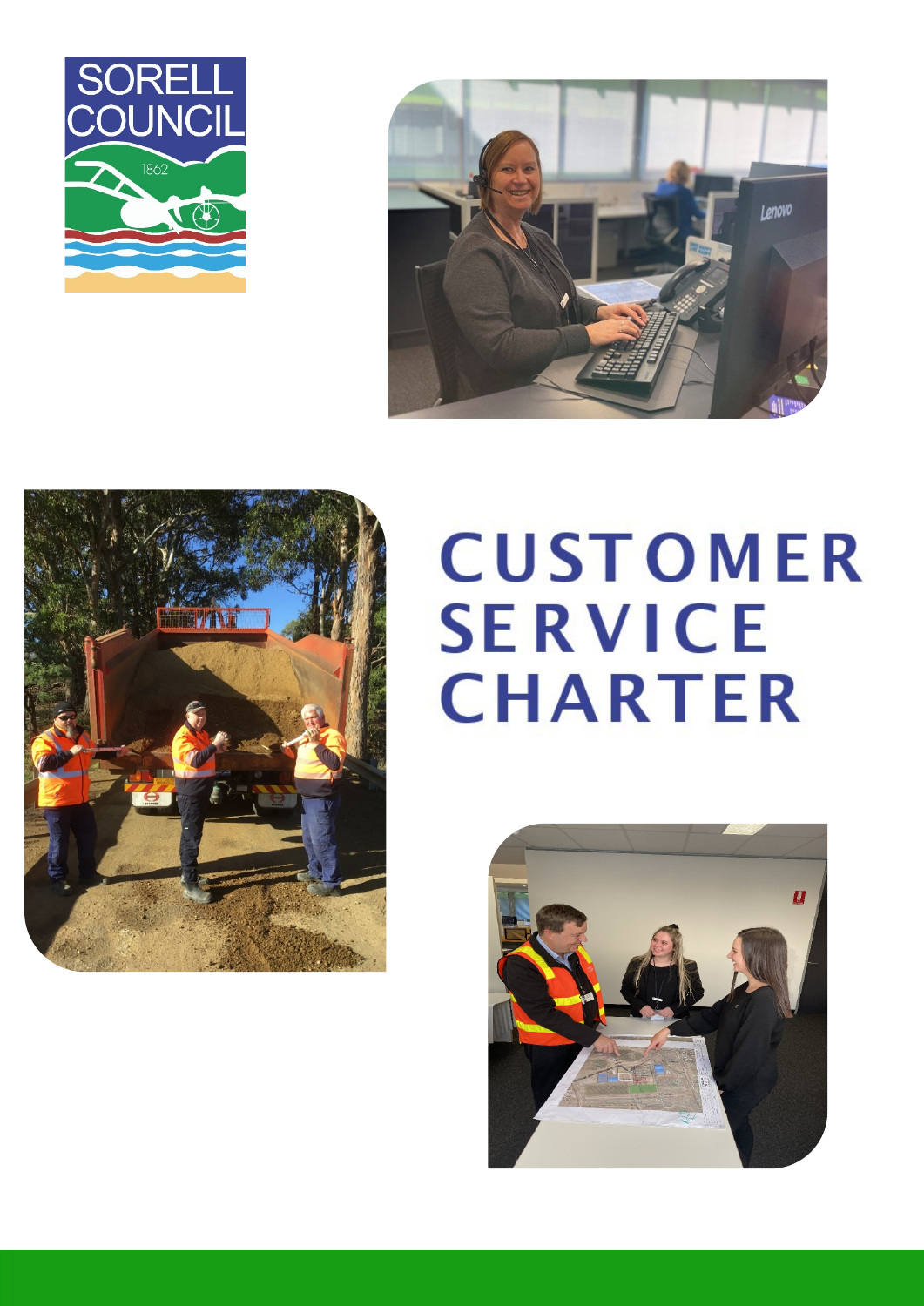# CUSTOMER SERVICE CHARTER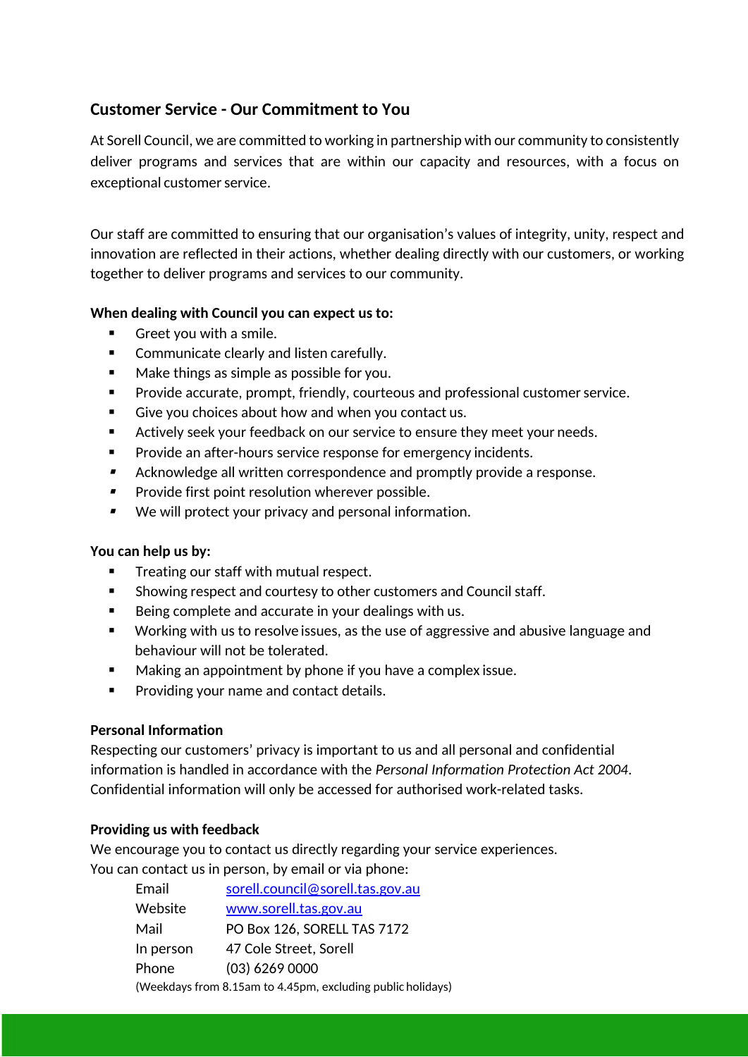## Customer Service - Our Commitment to You

At Sorell Council, we are committed to working in partnership with our community to consistently deliver programs and services that are within our capacity and resources, with a focus on exceptional customer service.

Our staff are committed to ensuring that our organisation's values of integrity, unity, respect and innovation are reflected in their actions, whether dealing directly with our customers, or working together to deliver programs and services to our community.

**When dealing with Council you can expect us to:**

- Greet you with a smile.
- Communicate clearly and listen carefully.
- Make things as simple as possible for you.
- Provide accurate, prompt, friendly, courteous and professional customer service.
- Give you choices about how and when you contact us.
- Actively seek your feedback on our service to ensure they meet your needs.
- Provide an after-hours service response for emergency incidents.
- Acknowledge all written correspondence and promptly provide a response.
- Provide first point resolution wherever possible.
- We will protect your privacy and personal information.

**You can help us by:**

- Treating our staff with mutual respect.
- Showing respect and courtesy to other customers and Council staff.
- Being complete and accurate in your dealings with us.
- Working with us to resolve issues, as the use of aggressive and abusive language and behaviour will not be tolerated.
- Making an appointment by phone if you have a complex issue.
- Providing your name and contact details.

**Personal Information**

Respecting our customers' privacy is important to us and all personal and confidential information is handled in accordance with the *Personal Information Protection Act 2004*. Confidential information will only be accessed for authorised work-related tasks.

**Providing us with feedback**

We encourage you to contact us directly regarding your service experiences.
You can contact us in person, by email or via phone:

| | |
|---|---|
| Email | sorell.council@sorell.tas.gov.au |
| Website | www.sorell.tas.gov.au |
| Mail | PO Box 126, SORELL TAS 7172 |
| In person | 47 Cole Street, Sorell |
| Phone | (03) 6269 0000 |

(Weekdays from 8.15am to 4.45pm, excluding public holidays)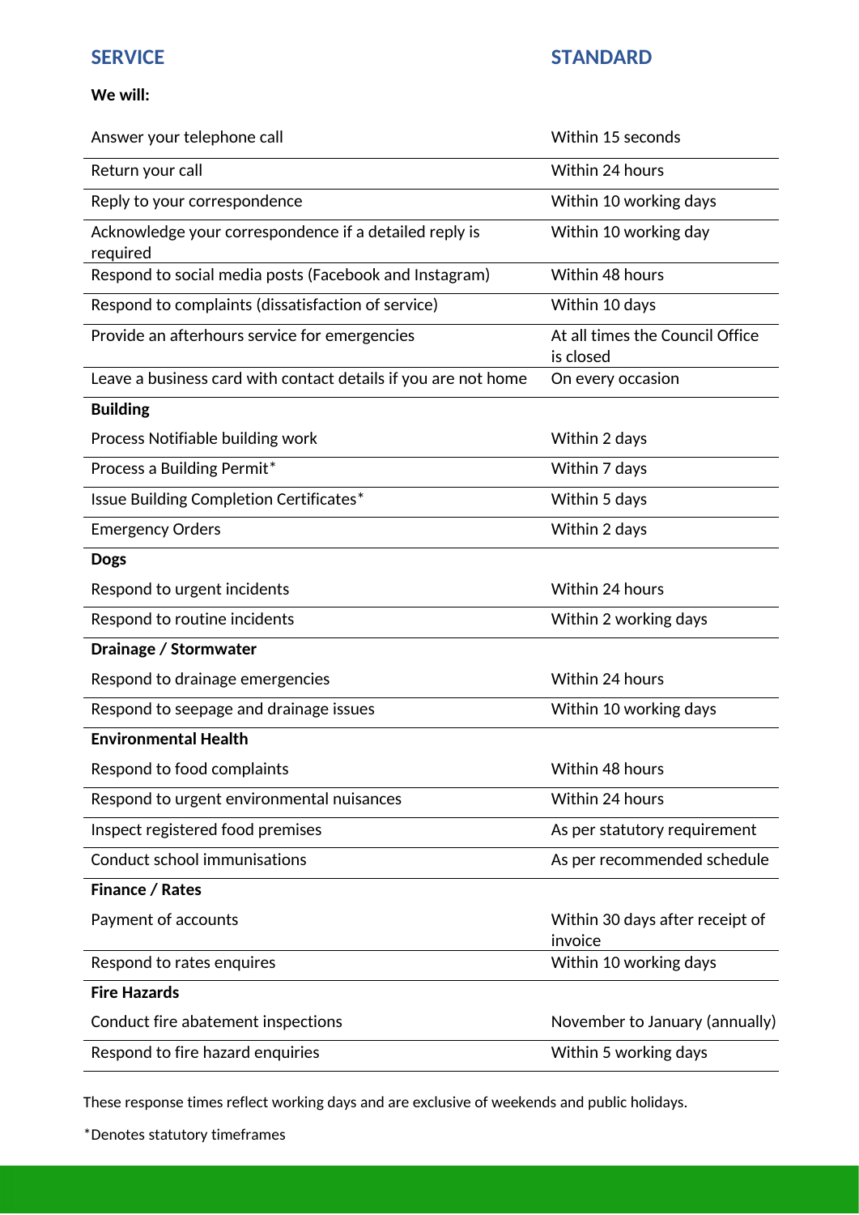| SERVICE | STANDARD |
| --- | --- |
| **We will:** | |
| Answer your telephone call | Within 15 seconds |
| Return your call | Within 24 hours |
| Reply to your correspondence | Within 10 working days |
| Acknowledge your correspondence if a detailed reply is required | Within 10 working day |
| Respond to social media posts (Facebook and Instagram) | Within 48 hours |
| Respond to complaints (dissatisfaction of service) | Within 10 days |
| Provide an afterhours service for emergencies | At all times the Council Office is closed |
| Leave a business card with contact details if you are not home | On every occasion |
| **Building** | |
| Process Notifiable building work | Within 2 days |
| Process a Building Permit* | Within 7 days |
| Issue Building Completion Certificates* | Within 5 days |
| Emergency Orders | Within 2 days |
| **Dogs** | |
| Respond to urgent incidents | Within 24 hours |
| Respond to routine incidents | Within 2 working days |
| **Drainage / Stormwater** | |
| Respond to drainage emergencies | Within 24 hours |
| Respond to seepage and drainage issues | Within 10 working days |
| **Environmental Health** | |
| Respond to food complaints | Within 48 hours |
| Respond to urgent environmental nuisances | Within 24 hours |
| Inspect registered food premises | As per statutory requirement |
| Conduct school immunisations | As per recommended schedule |
| **Finance / Rates** | |
| Payment of accounts | Within 30 days after receipt of invoice |
| Respond to rates enquires | Within 10 working days |
| **Fire Hazards** | |
| Conduct fire abatement inspections | November to January (annually) |
| Respond to fire hazard enquiries | Within 5 working days |

These response times reflect working days and are exclusive of weekends and public holidays.

*Denotes statutory timeframes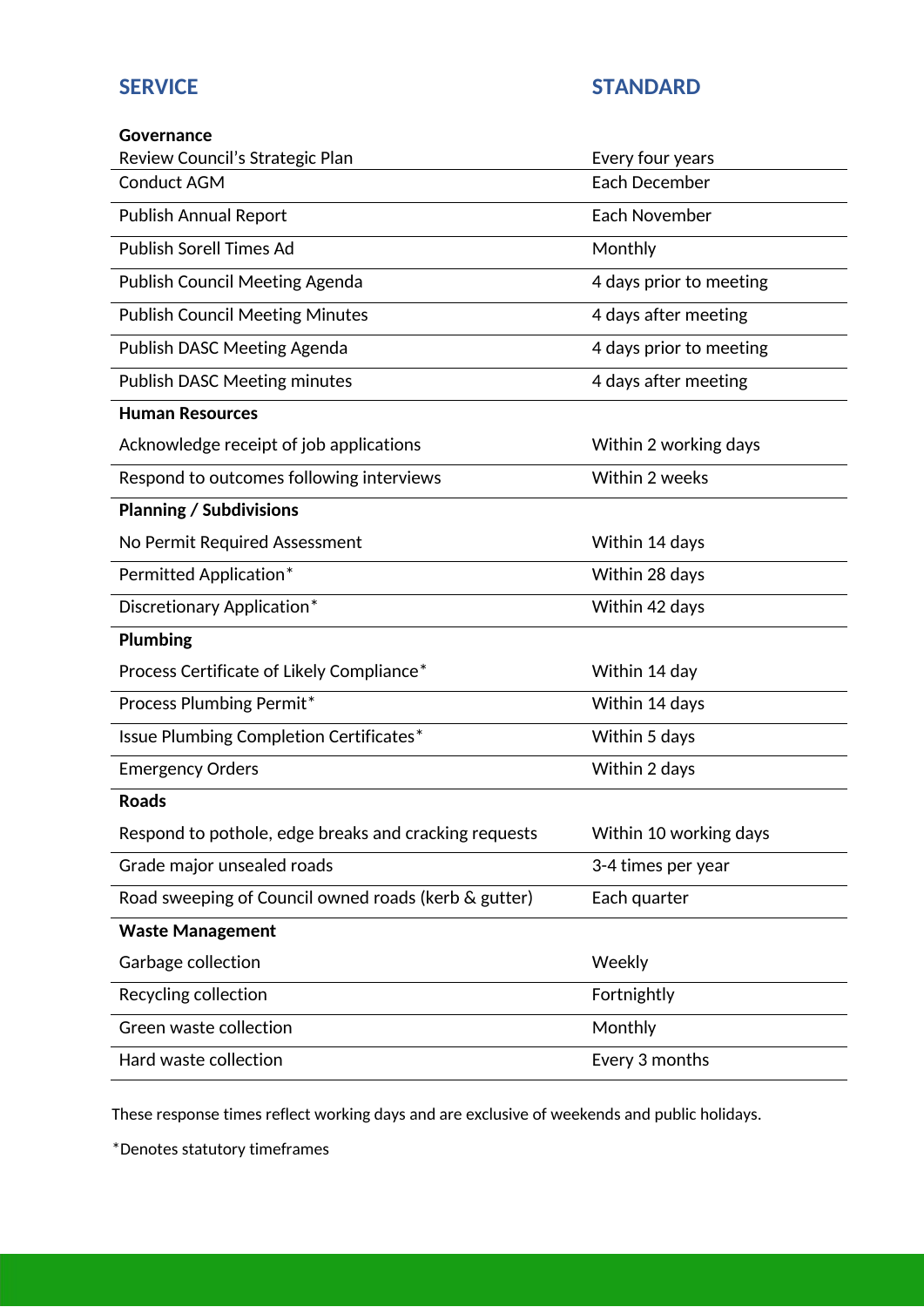| SERVICE | STANDARD |
|---|---|
| **Governance** | |
| Review Council's Strategic Plan | Every four years |
| Conduct AGM | Each December |
| Publish Annual Report | Each November |
| Publish Sorell Times Ad | Monthly |
| Publish Council Meeting Agenda | 4 days prior to meeting |
| Publish Council Meeting Minutes | 4 days after meeting |
| Publish DASC Meeting Agenda | 4 days prior to meeting |
| Publish DASC Meeting minutes | 4 days after meeting |
| **Human Resources** | |
| Acknowledge receipt of job applications | Within 2 working days |
| Respond to outcomes following interviews | Within 2 weeks |
| **Planning / Subdivisions** | |
| No Permit Required Assessment | Within 14 days |
| Permitted Application* | Within 28 days |
| Discretionary Application* | Within 42 days |
| **Plumbing** | |
| Process Certificate of Likely Compliance* | Within 14 day |
| Process Plumbing Permit* | Within 14 days |
| Issue Plumbing Completion Certificates* | Within 5 days |
| Emergency Orders | Within 2 days |
| **Roads** | |
| Respond to pothole, edge breaks and cracking requests | Within 10 working days |
| Grade major unsealed roads | 3-4 times per year |
| Road sweeping of Council owned roads (kerb & gutter) | Each quarter |
| **Waste Management** | |
| Garbage collection | Weekly |
| Recycling collection | Fortnightly |
| Green waste collection | Monthly |
| Hard waste collection | Every 3 months |

These response times reflect working days and are exclusive of weekends and public holidays.

*Denotes statutory timeframes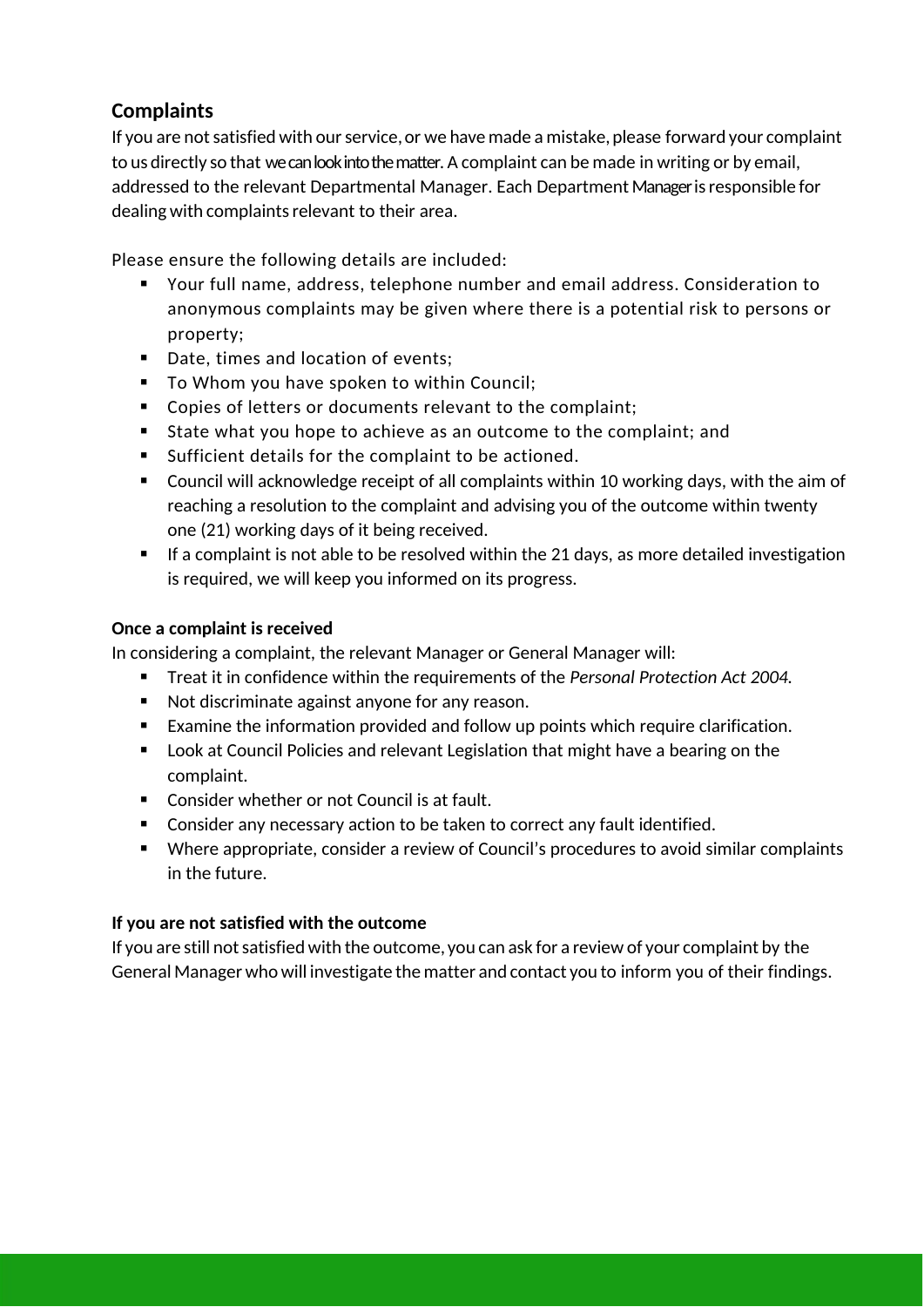## Complaints

If you are not satisfied with our service, or we have made a mistake, please forward your complaint to us directly so that we can look into the matter. A complaint can be made in writing or by email, addressed to the relevant Departmental Manager. Each Department Manager is responsible for dealing with complaints relevant to their area.

Please ensure the following details are included:

- Your full name, address, telephone number and email address. Consideration to anonymous complaints may be given where there is a potential risk to persons or property;
- Date, times and location of events;
- To Whom you have spoken to within Council;
- Copies of letters or documents relevant to the complaint;
- State what you hope to achieve as an outcome to the complaint; and
- Sufficient details for the complaint to be actioned.
- Council will acknowledge receipt of all complaints within 10 working days, with the aim of reaching a resolution to the complaint and advising you of the outcome within twenty one (21) working days of it being received.
- If a complaint is not able to be resolved within the 21 days, as more detailed investigation is required, we will keep you informed on its progress.

### Once a complaint is received

In considering a complaint, the relevant Manager or General Manager will:

- Treat it in confidence within the requirements of the *Personal Protection Act 2004.*
- Not discriminate against anyone for any reason.
- Examine the information provided and follow up points which require clarification.
- Look at Council Policies and relevant Legislation that might have a bearing on the complaint.
- Consider whether or not Council is at fault.
- Consider any necessary action to be taken to correct any fault identified.
- Where appropriate, consider a review of Council's procedures to avoid similar complaints in the future.

### If you are not satisfied with the outcome

If you are still not satisfied with the outcome, you can ask for a review of your complaint by the General Manager who will investigate the matter and contact you to inform you of their findings.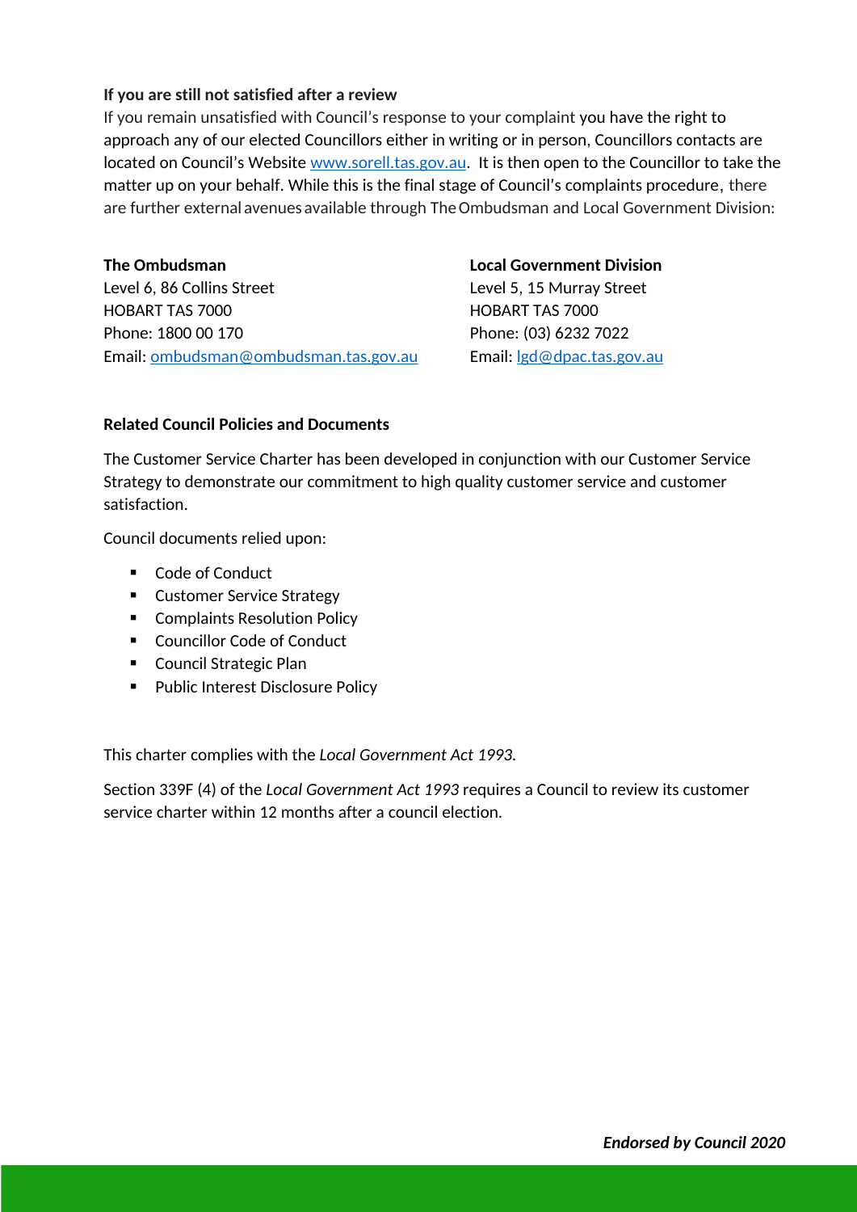**If you are still not satisfied after a review**

If you remain unsatisfied with Council's response to your complaint you have the right to approach any of our elected Councillors either in writing or in person, Councillors contacts are located on Council's Website www.sorell.tas.gov.au. It is then open to the Councillor to take the matter up on your behalf. While this is the final stage of Council's complaints procedure, there are further external avenues available through The Ombudsman and Local Government Division:

**The Ombudsman**
Level 6, 86 Collins Street
HOBART TAS 7000
Phone: 1800 00 170
Email: ombudsman@ombudsman.tas.gov.au

**Local Government Division**
Level 5, 15 Murray Street
HOBART TAS 7000
Phone: (03) 6232 7022
Email: lgd@dpac.tas.gov.au

**Related Council Policies and Documents**

The Customer Service Charter has been developed in conjunction with our Customer Service Strategy to demonstrate our commitment to high quality customer service and customer satisfaction.

Council documents relied upon:

- Code of Conduct
- Customer Service Strategy
- Complaints Resolution Policy
- Councillor Code of Conduct
- Council Strategic Plan
- Public Interest Disclosure Policy

This charter complies with the *Local Government Act 1993.*

Section 339F (4) of the *Local Government Act 1993* requires a Council to review its customer service charter within 12 months after a council election.

***Endorsed by Council 2020***